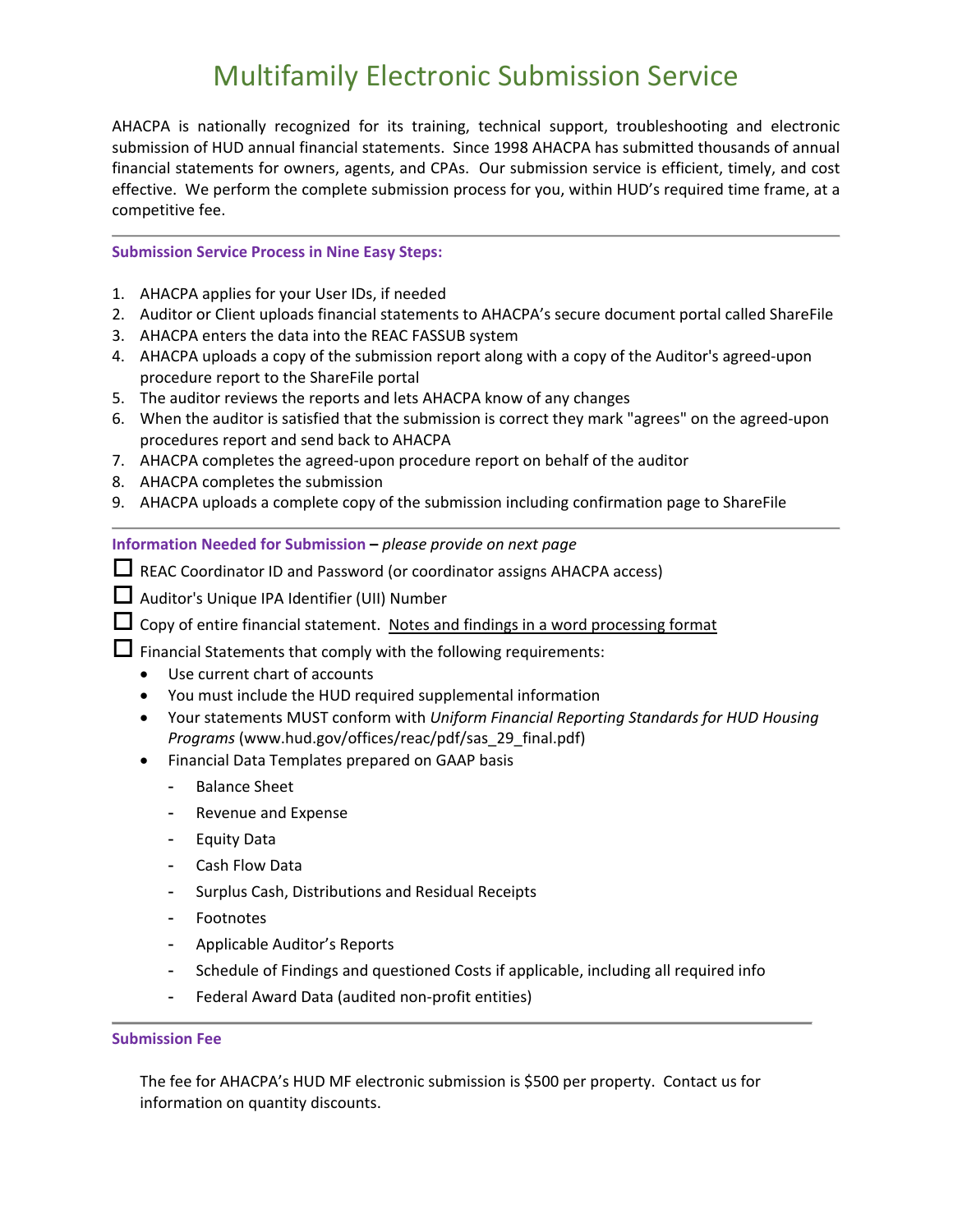# Multifamily Electronic Submission Service

AHACPA is nationally recognized for its training, technical support, troubleshooting and electronic submission of HUD annual financial statements. Since 1998 AHACPA has submitted thousands of annual financial statements for owners, agents, and CPAs. Our submission service is efficient, timely, and cost effective. We perform the complete submission process for you, within HUD's required time frame, at a competitive fee.

---

**Submission Service Process in Nine Easy Steps:**

1. AHACPA applies for your User IDs, if needed
2. Auditor or Client uploads financial statements to AHACPA's secure document portal called ShareFile
3. AHACPA enters the data into the REAC FASSUB system
4. AHACPA uploads a copy of the submission report along with a copy of the Auditor's agreed-upon procedure report to the ShareFile portal
5. The auditor reviews the reports and lets AHACPA know of any changes
6. When the auditor is satisfied that the submission is correct they mark "agrees" on the agreed-upon procedures report and send back to AHACPA
7. AHACPA completes the agreed-upon procedure report on behalf of the auditor
8. AHACPA completes the submission
9. AHACPA uploads a complete copy of the submission including confirmation page to ShareFile

---

**Information Needed for Submission** – *please provide on next page*

- ☐ REAC Coordinator ID and Password (or coordinator assigns AHACPA access)
- ☐ Auditor's Unique IPA Identifier (UII) Number
- ☐ Copy of entire financial statement. <u>Notes and findings in a word processing format</u>
- ☐ Financial Statements that comply with the following requirements:
  - Use current chart of accounts
  - You must include the HUD required supplemental information
  - Your statements MUST conform with *Uniform Financial Reporting Standards for HUD Housing Programs* (www.hud.gov/offices/reac/pdf/sas_29_final.pdf)
  - Financial Data Templates prepared on GAAP basis
    - Balance Sheet
    - Revenue and Expense
    - Equity Data
    - Cash Flow Data
    - Surplus Cash, Distributions and Residual Receipts
    - Footnotes
    - Applicable Auditor's Reports
    - Schedule of Findings and questioned Costs if applicable, including all required info
    - Federal Award Data (audited non-profit entities)

---

**Submission Fee**

The fee for AHACPA's HUD MF electronic submission is $500 per property. Contact us for information on quantity discounts.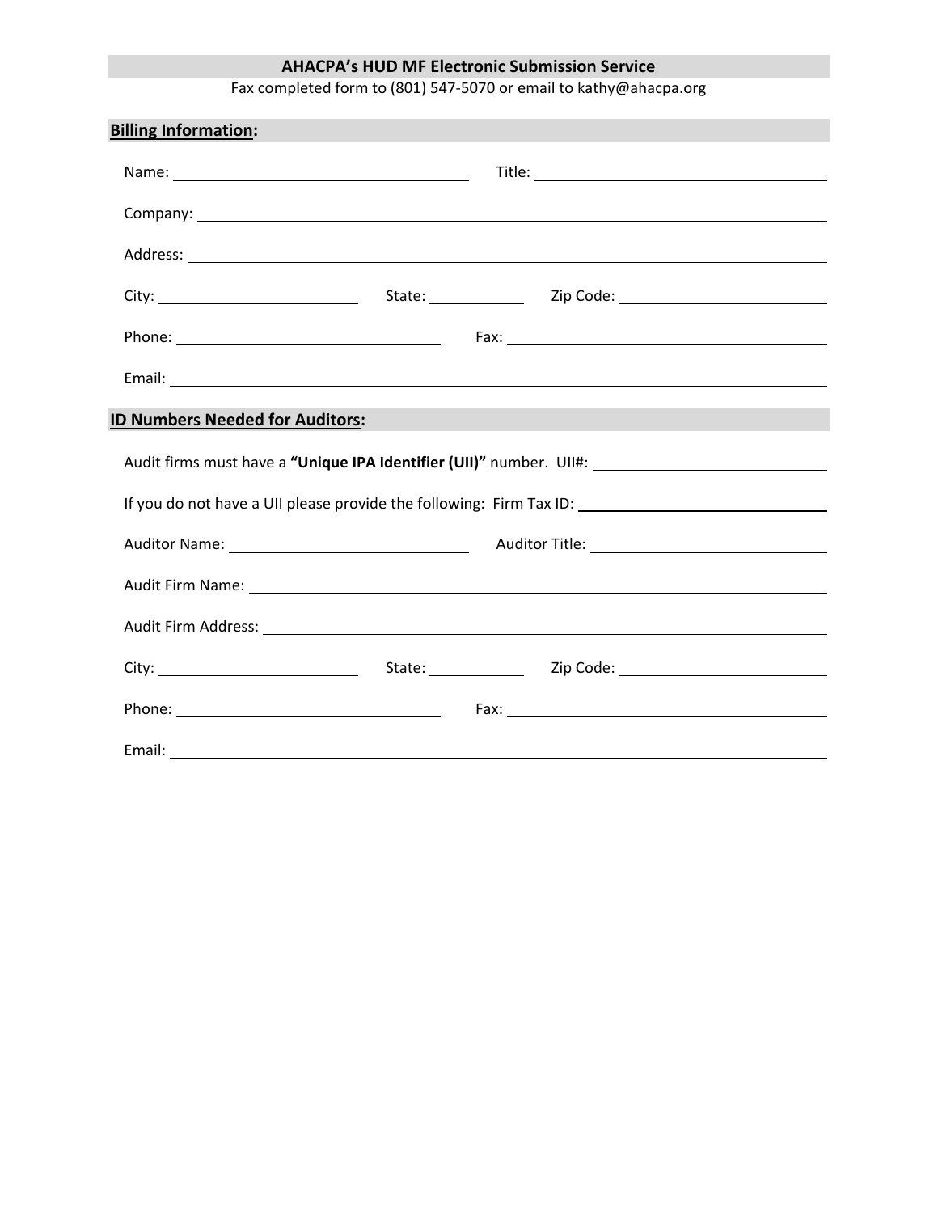## AHACPA's HUD MF Electronic Submission Service

Fax completed form to (801) 547-5070 or email to kathy@ahacpa.org

### Billing Information:

Name: ______________________________ Title: ______________________________

Company: ______________________________________________________________

Address: ______________________________________________________________

City: ____________________ State: __________ Zip Code: ____________________

Phone: __________________________ Fax: ______________________________

Email: ________________________________________________________________

### ID Numbers Needed for Auditors:

Audit firms must have a **"Unique IPA Identifier (UII)"** number. UII#: ____________________

If you do not have a UII please provide the following: Firm Tax ID: ____________________

Auditor Name: __________________________ Auditor Title: __________________________

Audit Firm Name: ________________________________________________________

Audit Firm Address: ______________________________________________________

City: ____________________ State: __________ Zip Code: ____________________

Phone: __________________________ Fax: ______________________________

Email: ________________________________________________________________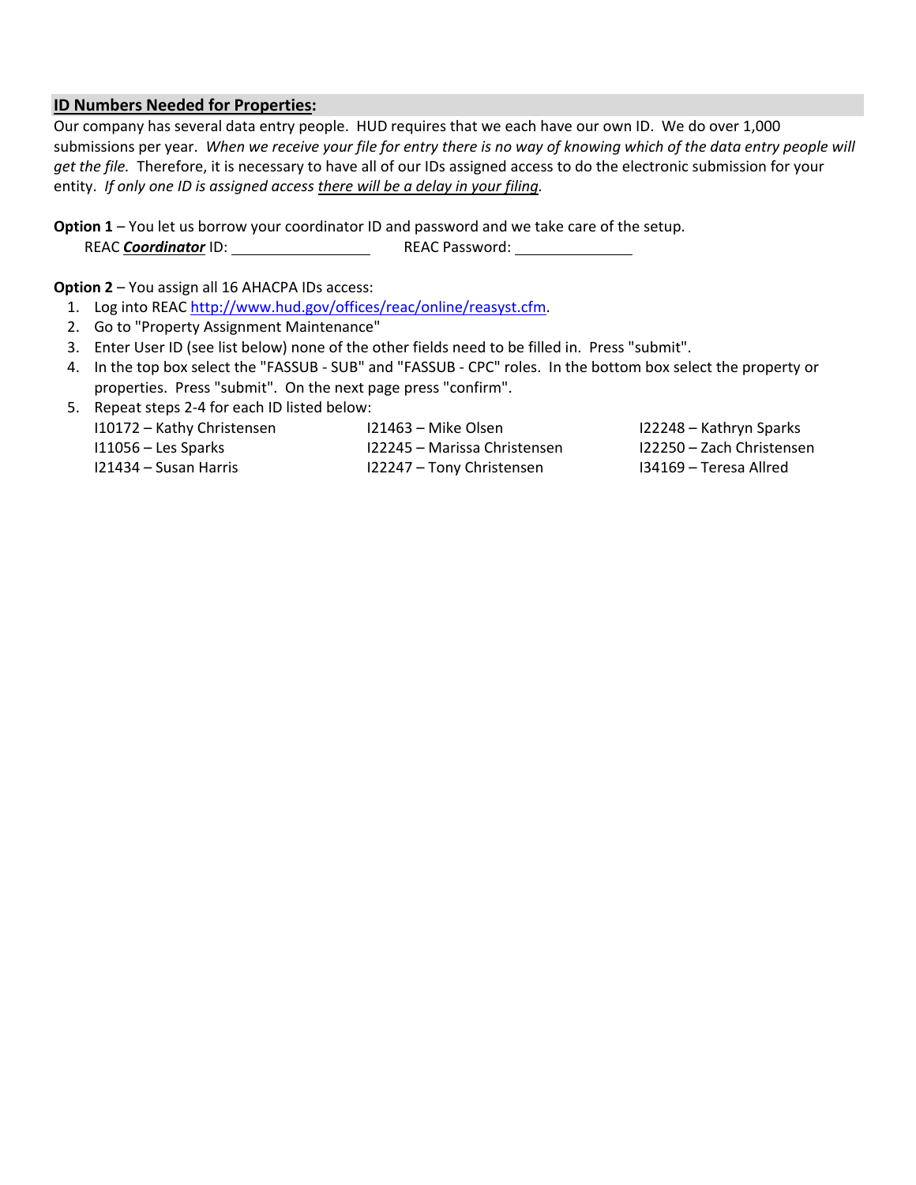## **ID Numbers Needed for Properties:**

Our company has several data entry people. HUD requires that we each have our own ID. We do over 1,000 submissions per year. *When we receive your file for entry there is no way of knowing which of the data entry people will get the file.* Therefore, it is necessary to have all of our IDs assigned access to do the electronic submission for your entity. *If only one ID is assigned access there will be a delay in your filing.*

**Option 1** – You let us borrow your coordinator ID and password and we take care of the setup.

REAC ***Coordinator*** ID: ________________ REAC Password: ______________

**Option 2** – You assign all 16 AHACPA IDs access:

1. Log into REAC http://www.hud.gov/offices/reac/online/reasyst.cfm.
2. Go to "Property Assignment Maintenance"
3. Enter User ID (see list below) none of the other fields need to be filled in. Press "submit".
4. In the top box select the "FASSUB - SUB" and "FASSUB - CPC" roles. In the bottom box select the property or properties. Press "submit". On the next page press "confirm".
5. Repeat steps 2-4 for each ID listed below:

| | | |
|---|---|---|
| I10172 – Kathy Christensen | I21463 – Mike Olsen | I22248 – Kathryn Sparks |
| I11056 – Les Sparks | I22245 – Marissa Christensen | I22250 – Zach Christensen |
| I21434 – Susan Harris | I22247 – Tony Christensen | I34169 – Teresa Allred |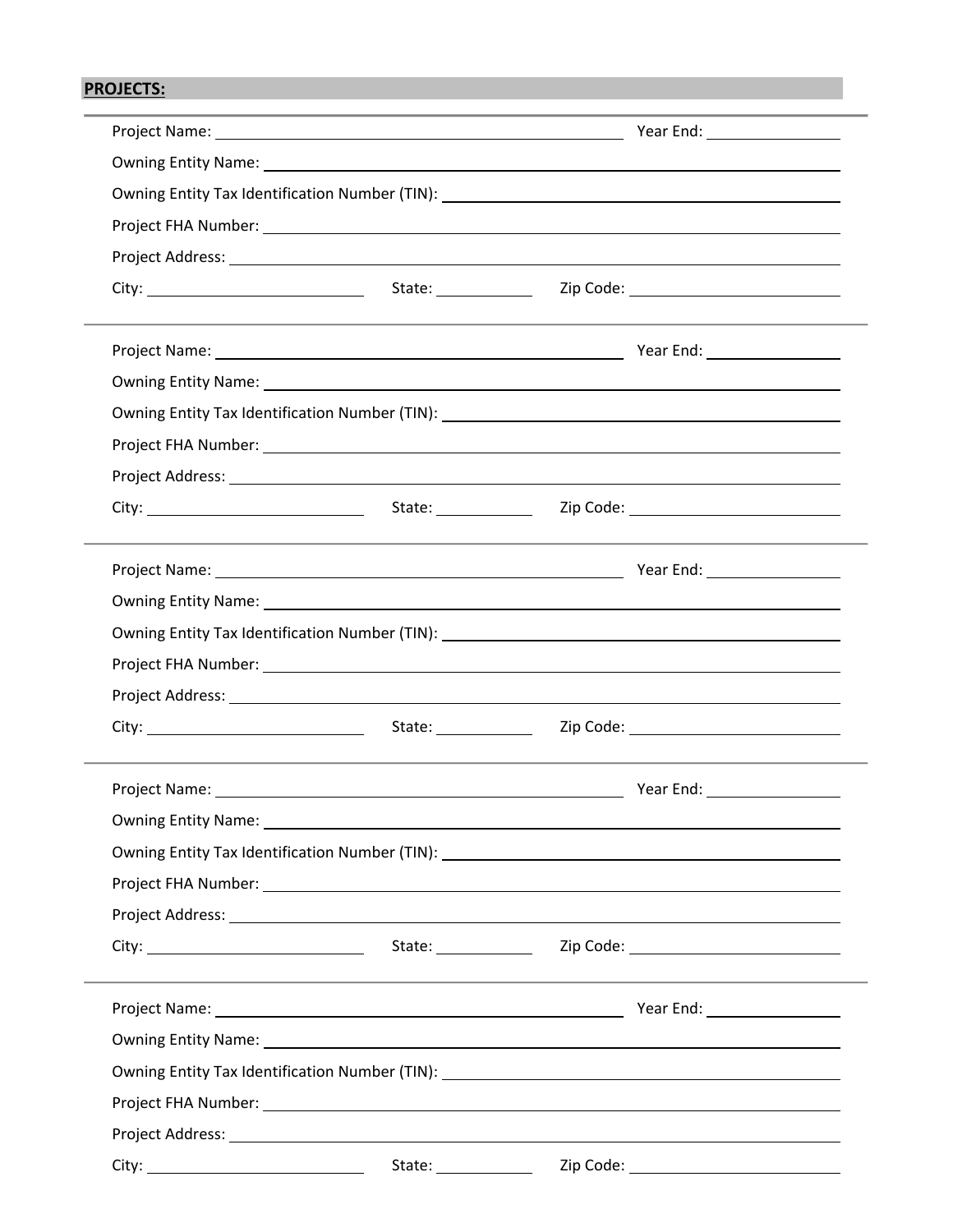**PROJECTS:**

---

Project Name: ______________________________ Year End: ____________

Owning Entity Name: ______________________________

Owning Entity Tax Identification Number (TIN): ______________________________

Project FHA Number: ______________________________

Project Address: ______________________________

City: ____________________ State: __________ Zip Code: ____________________

---

Project Name: ______________________________ Year End: ____________

Owning Entity Name: ______________________________

Owning Entity Tax Identification Number (TIN): ______________________________

Project FHA Number: ______________________________

Project Address: ______________________________

City: ____________________ State: __________ Zip Code: ____________________

---

Project Name: ______________________________ Year End: ____________

Owning Entity Name: ______________________________

Owning Entity Tax Identification Number (TIN): ______________________________

Project FHA Number: ______________________________

Project Address: ______________________________

City: ____________________ State: __________ Zip Code: ____________________

---

Project Name: ______________________________ Year End: ____________

Owning Entity Name: ______________________________

Owning Entity Tax Identification Number (TIN): ______________________________

Project FHA Number: ______________________________

Project Address: ______________________________

City: ____________________ State: __________ Zip Code: ____________________

---

Project Name: ______________________________ Year End: ____________

Owning Entity Name: ______________________________

Owning Entity Tax Identification Number (TIN): ______________________________

Project FHA Number: ______________________________

Project Address: ______________________________

City: ____________________ State: __________ Zip Code: ____________________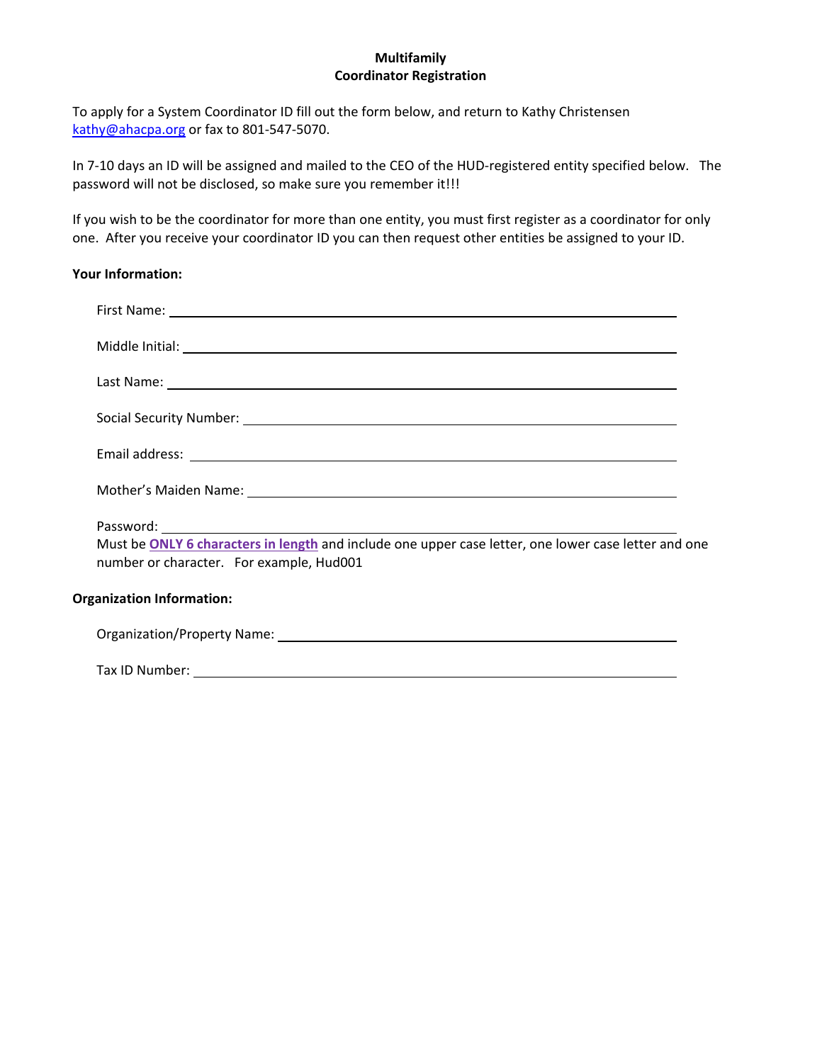**Multifamily**
**Coordinator Registration**

To apply for a System Coordinator ID fill out the form below, and return to Kathy Christensen kathy@ahacpa.org or fax to 801-547-5070.

In 7-10 days an ID will be assigned and mailed to the CEO of the HUD-registered entity specified below. The password will not be disclosed, so make sure you remember it!!!

If you wish to be the coordinator for more than one entity, you must first register as a coordinator for only one. After you receive your coordinator ID you can then request other entities be assigned to your ID.

**Your Information:**

First Name: ______________________________

Middle Initial: ______________________________

Last Name: ______________________________

Social Security Number: ______________________________

Email address: ______________________________

Mother's Maiden Name: ______________________________

Password: ______________________________

Must be **ONLY 6 characters in length** and include one upper case letter, one lower case letter and one number or character. For example, Hud001

**Organization Information:**

Organization/Property Name: ______________________________

Tax ID Number: ______________________________